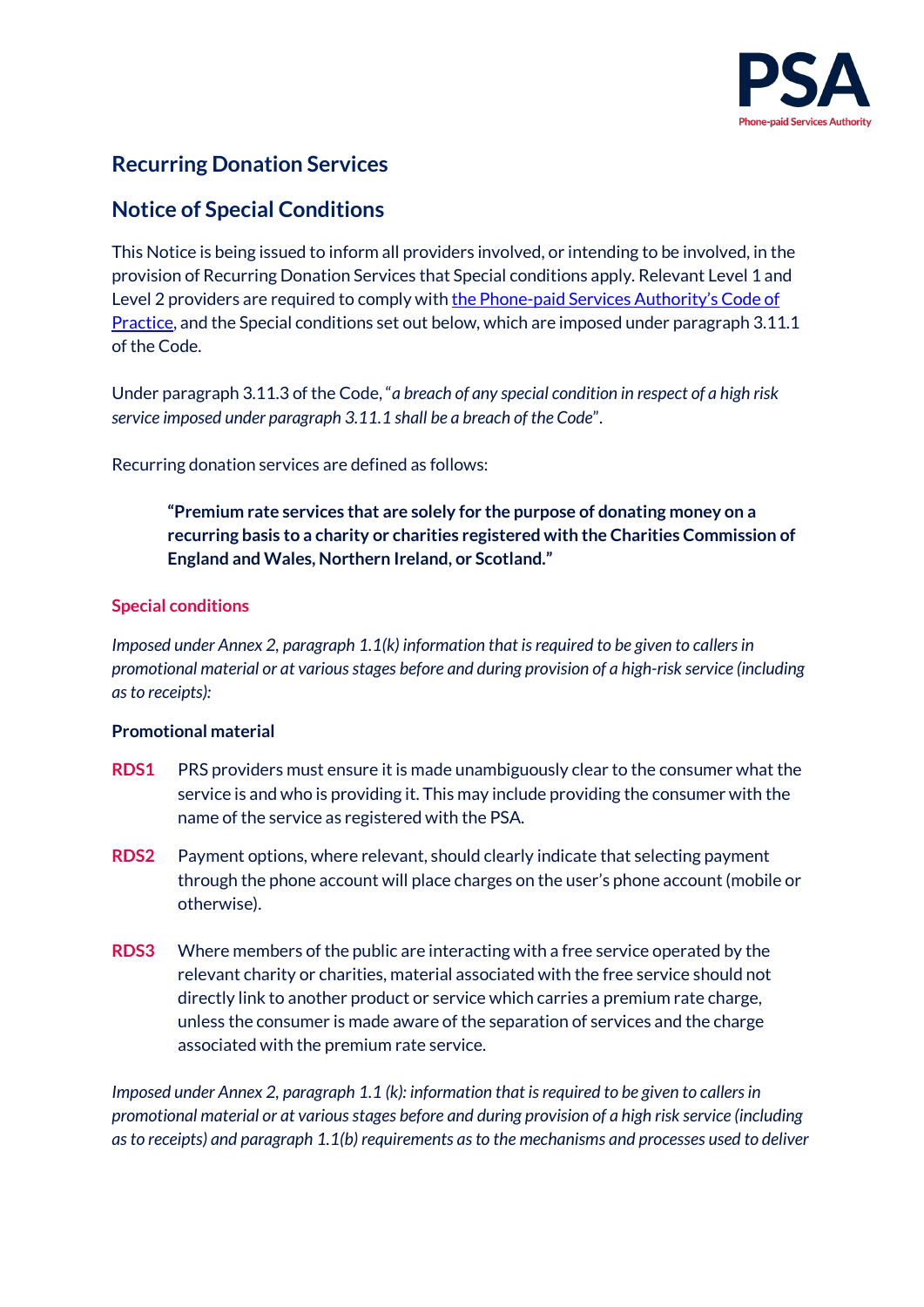# Recurring Donation Services

## Notice of Special Conditions

This Notice is being issued to inform all providers involved, or intending to be involved, in the provision of Recurring Donation Services that Special conditions apply. Relevant Level 1 and Level 2 providers are required to comply with [the Phone-paid Services Authority's Code of Practice](), and the Special conditions set out below, which are imposed under paragraph 3.11.1 of the Code.

Under paragraph 3.11.3 of the Code, "*a breach of any special condition in respect of a high risk service imposed under paragraph 3.11.1 shall be a breach of the Code*".

Recurring donation services are defined as follows:

> **"Premium rate services that are solely for the purpose of donating money on a recurring basis to a charity or charities registered with the Charities Commission of England and Wales, Northern Ireland, or Scotland."**

### Special conditions

*Imposed under Annex 2, paragraph 1.1(k) information that is required to be given to callers in promotional material or at various stages before and during provision of a high-risk service (including as to receipts):*

**Promotional material**

**RDS1** PRS providers must ensure it is made unambiguously clear to the consumer what the service is and who is providing it. This may include providing the consumer with the name of the service as registered with the PSA.

**RDS2** Payment options, where relevant, should clearly indicate that selecting payment through the phone account will place charges on the user's phone account (mobile or otherwise).

**RDS3** Where members of the public are interacting with a free service operated by the relevant charity or charities, material associated with the free service should not directly link to another product or service which carries a premium rate charge, unless the consumer is made aware of the separation of services and the charge associated with the premium rate service.

*Imposed under Annex 2, paragraph 1.1 (k): information that is required to be given to callers in promotional material or at various stages before and during provision of a high risk service (including as to receipts) and paragraph 1.1(b) requirements as to the mechanisms and processes used to deliver*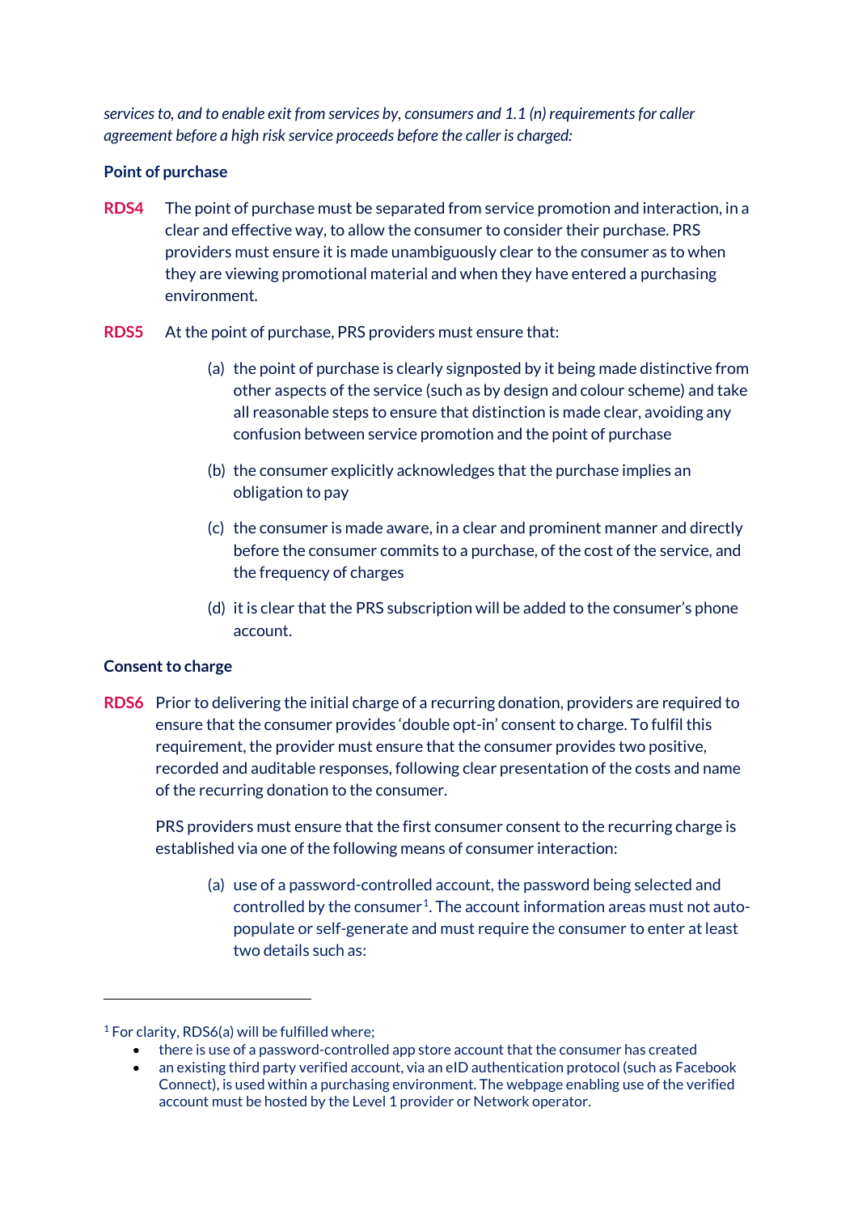*services to, and to enable exit from services by, consumers and 1.1 (n) requirements for caller agreement before a high risk service proceeds before the caller is charged:*

**Point of purchase**

**RDS4** The point of purchase must be separated from service promotion and interaction, in a clear and effective way, to allow the consumer to consider their purchase. PRS providers must ensure it is made unambiguously clear to the consumer as to when they are viewing promotional material and when they have entered a purchasing environment.

**RDS5** At the point of purchase, PRS providers must ensure that:

(a) the point of purchase is clearly signposted by it being made distinctive from other aspects of the service (such as by design and colour scheme) and take all reasonable steps to ensure that distinction is made clear, avoiding any confusion between service promotion and the point of purchase

(b) the consumer explicitly acknowledges that the purchase implies an obligation to pay

(c) the consumer is made aware, in a clear and prominent manner and directly before the consumer commits to a purchase, of the cost of the service, and the frequency of charges

(d) it is clear that the PRS subscription will be added to the consumer's phone account.

**Consent to charge**

**RDS6** Prior to delivering the initial charge of a recurring donation, providers are required to ensure that the consumer provides 'double opt-in' consent to charge. To fulfil this requirement, the provider must ensure that the consumer provides two positive, recorded and auditable responses, following clear presentation of the costs and name of the recurring donation to the consumer.

PRS providers must ensure that the first consumer consent to the recurring charge is established via one of the following means of consumer interaction:

(a) use of a password-controlled account, the password being selected and controlled by the consumer[1]. The account information areas must not auto-populate or self-generate and must require the consumer to enter at least two details such as:

---

[1] For clarity, RDS6(a) will be fulfilled where;

- there is use of a password-controlled app store account that the consumer has created
- an existing third party verified account, via an eID authentication protocol (such as Facebook Connect), is used within a purchasing environment. The webpage enabling use of the verified account must be hosted by the Level 1 provider or Network operator.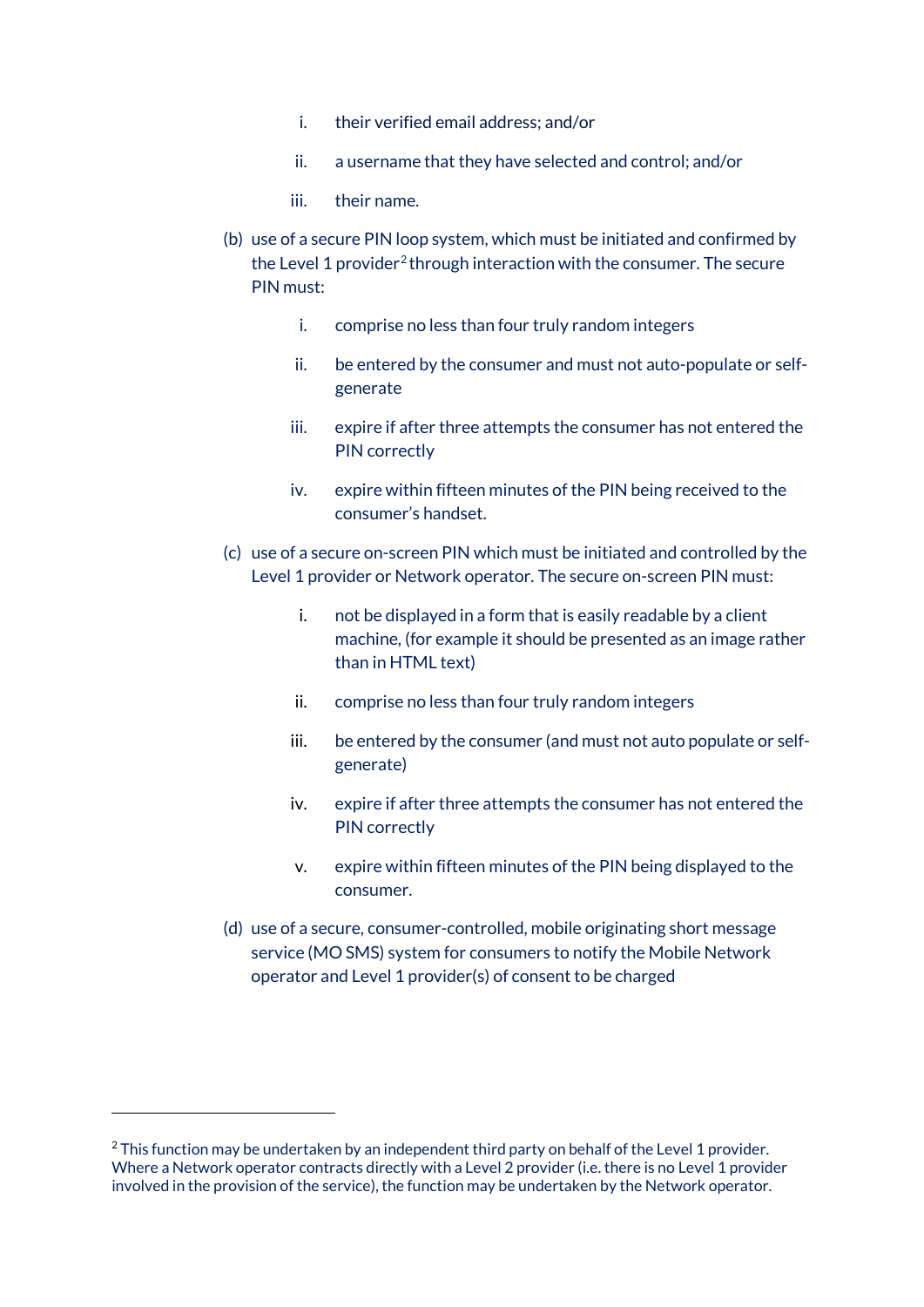i. their verified email address; and/or

ii. a username that they have selected and control; and/or

iii. their name.

(b) use of a secure PIN loop system, which must be initiated and confirmed by the Level 1 provider[2] through interaction with the consumer. The secure PIN must:

i. comprise no less than four truly random integers

ii. be entered by the consumer and must not auto-populate or self-generate

iii. expire if after three attempts the consumer has not entered the PIN correctly

iv. expire within fifteen minutes of the PIN being received to the consumer's handset.

(c) use of a secure on-screen PIN which must be initiated and controlled by the Level 1 provider or Network operator. The secure on-screen PIN must:

i. not be displayed in a form that is easily readable by a client machine, (for example it should be presented as an image rather than in HTML text)

ii. comprise no less than four truly random integers

iii. be entered by the consumer (and must not auto populate or self-generate)

iv. expire if after three attempts the consumer has not entered the PIN correctly

v. expire within fifteen minutes of the PIN being displayed to the consumer.

(d) use of a secure, consumer-controlled, mobile originating short message service (MO SMS) system for consumers to notify the Mobile Network operator and Level 1 provider(s) of consent to be charged

---

[2] This function may be undertaken by an independent third party on behalf of the Level 1 provider. Where a Network operator contracts directly with a Level 2 provider (i.e. there is no Level 1 provider involved in the provision of the service), the function may be undertaken by the Network operator.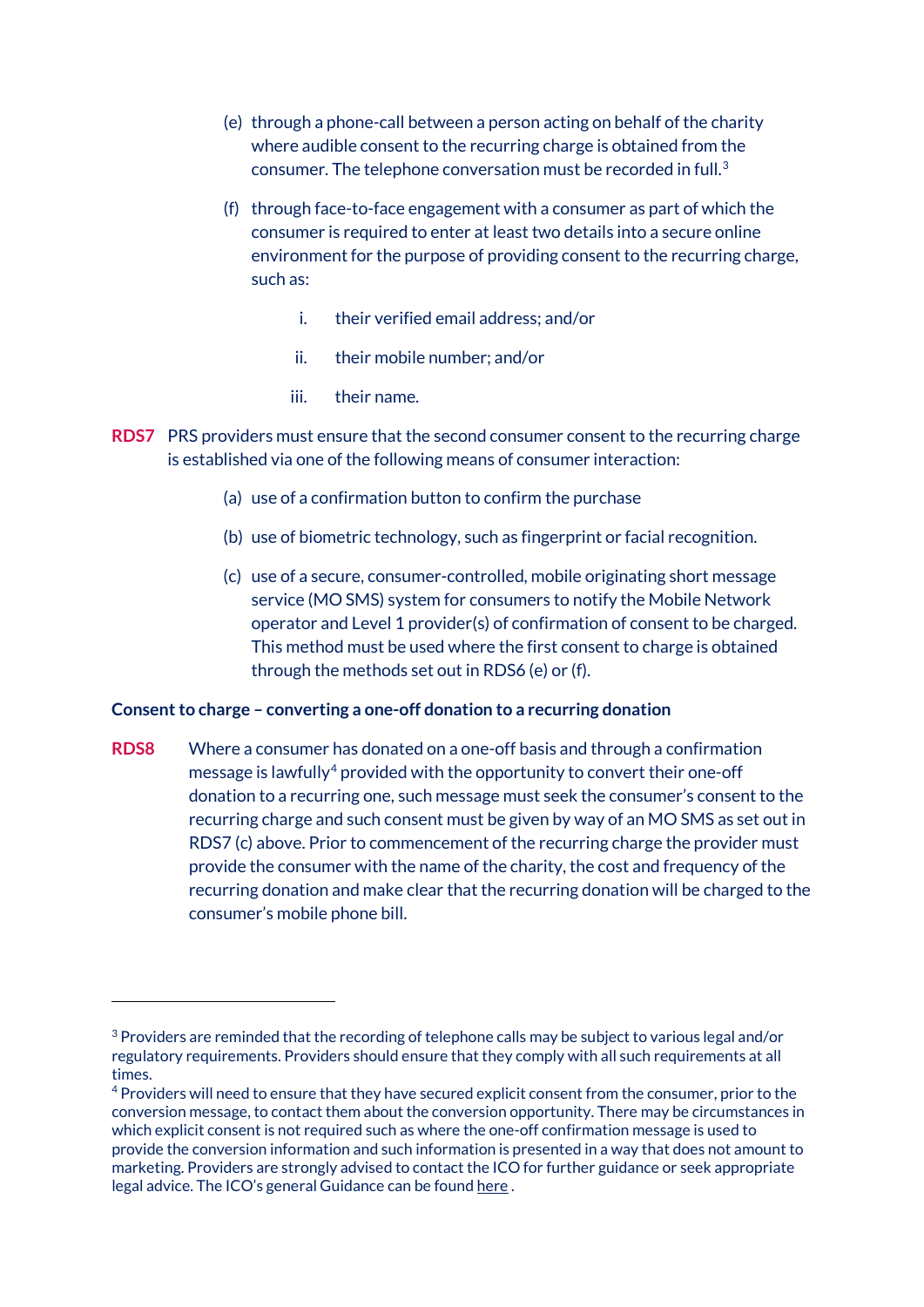(e) through a phone-call between a person acting on behalf of the charity where audible consent to the recurring charge is obtained from the consumer. The telephone conversation must be recorded in full.[3]

(f) through face-to-face engagement with a consumer as part of which the consumer is required to enter at least two details into a secure online environment for the purpose of providing consent to the recurring charge, such as:

i. their verified email address; and/or

ii. their mobile number; and/or

iii. their name.

**RDS7** PRS providers must ensure that the second consumer consent to the recurring charge is established via one of the following means of consumer interaction:

(a) use of a confirmation button to confirm the purchase

(b) use of biometric technology, such as fingerprint or facial recognition.

(c) use of a secure, consumer-controlled, mobile originating short message service (MO SMS) system for consumers to notify the Mobile Network operator and Level 1 provider(s) of confirmation of consent to be charged. This method must be used where the first consent to charge is obtained through the methods set out in RDS6 (e) or (f).

**Consent to charge – converting a one-off donation to a recurring donation**

**RDS8** Where a consumer has donated on a one-off basis and through a confirmation message is lawfully[4] provided with the opportunity to convert their one-off donation to a recurring one, such message must seek the consumer's consent to the recurring charge and such consent must be given by way of an MO SMS as set out in RDS7 (c) above. Prior to commencement of the recurring charge the provider must provide the consumer with the name of the charity, the cost and frequency of the recurring donation and make clear that the recurring donation will be charged to the consumer's mobile phone bill.

---

[3] Providers are reminded that the recording of telephone calls may be subject to various legal and/or regulatory requirements. Providers should ensure that they comply with all such requirements at all times.

[4] Providers will need to ensure that they have secured explicit consent from the consumer, prior to the conversion message, to contact them about the conversion opportunity. There may be circumstances in which explicit consent is not required such as where the one-off confirmation message is used to provide the conversion information and such information is presented in a way that does not amount to marketing. Providers are strongly advised to contact the ICO for further guidance or seek appropriate legal advice. The ICO's general Guidance can be found here .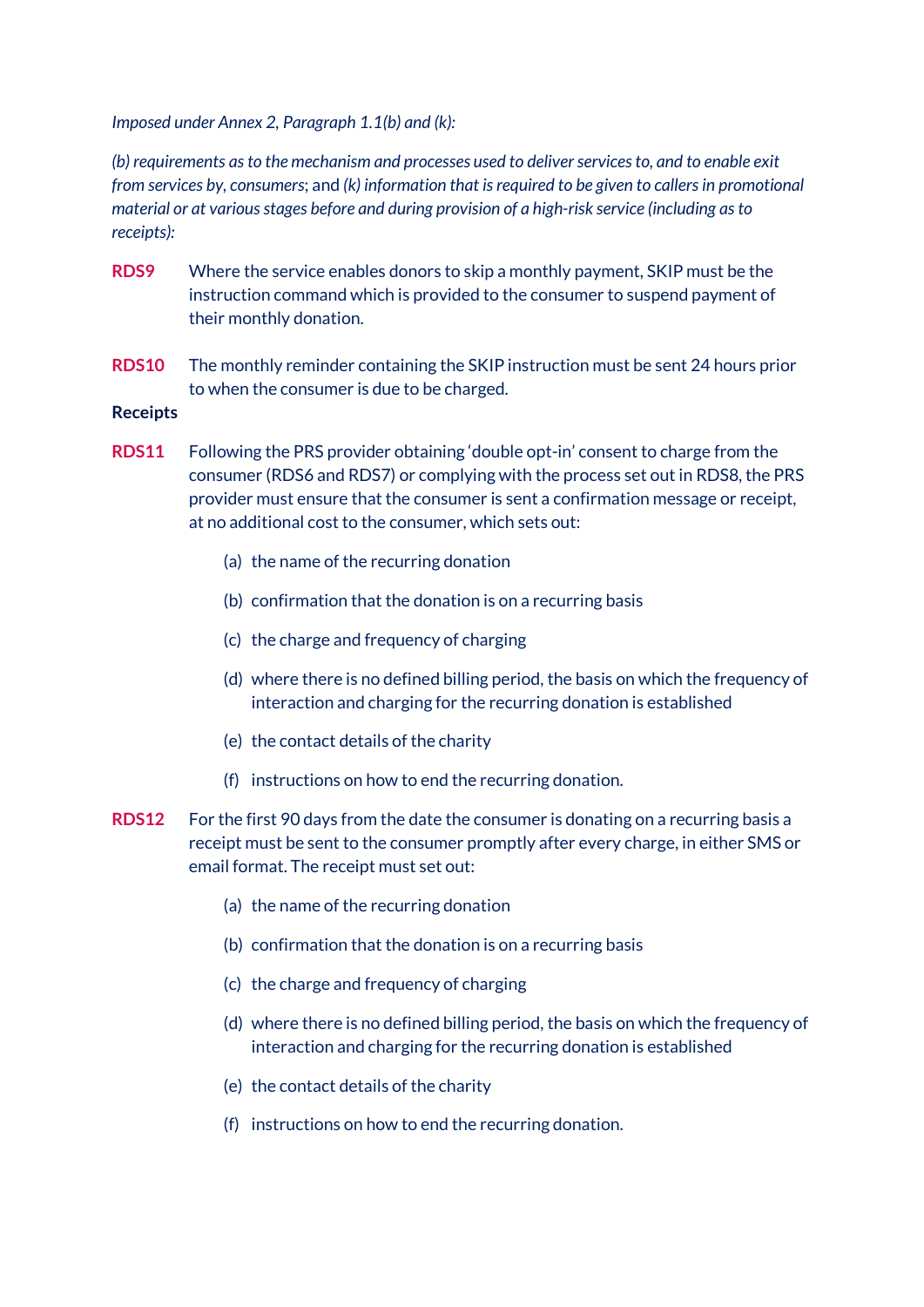*Imposed under Annex 2, Paragraph 1.1(b) and (k):*

*(b) requirements as to the mechanism and processes used to deliver services to, and to enable exit from services by, consumers*; and *(k) information that is required to be given to callers in promotional material or at various stages before and during provision of a high-risk service (including as to receipts):*

**RDS9** Where the service enables donors to skip a monthly payment, SKIP must be the instruction command which is provided to the consumer to suspend payment of their monthly donation.

**RDS10** The monthly reminder containing the SKIP instruction must be sent 24 hours prior to when the consumer is due to be charged.

**Receipts**

**RDS11** Following the PRS provider obtaining 'double opt-in' consent to charge from the consumer (RDS6 and RDS7) or complying with the process set out in RDS8, the PRS provider must ensure that the consumer is sent a confirmation message or receipt, at no additional cost to the consumer, which sets out:

(a) the name of the recurring donation

(b) confirmation that the donation is on a recurring basis

(c) the charge and frequency of charging

(d) where there is no defined billing period, the basis on which the frequency of interaction and charging for the recurring donation is established

(e) the contact details of the charity

(f) instructions on how to end the recurring donation.

**RDS12** For the first 90 days from the date the consumer is donating on a recurring basis a receipt must be sent to the consumer promptly after every charge, in either SMS or email format. The receipt must set out:

(a) the name of the recurring donation

(b) confirmation that the donation is on a recurring basis

(c) the charge and frequency of charging

(d) where there is no defined billing period, the basis on which the frequency of interaction and charging for the recurring donation is established

(e) the contact details of the charity

(f) instructions on how to end the recurring donation.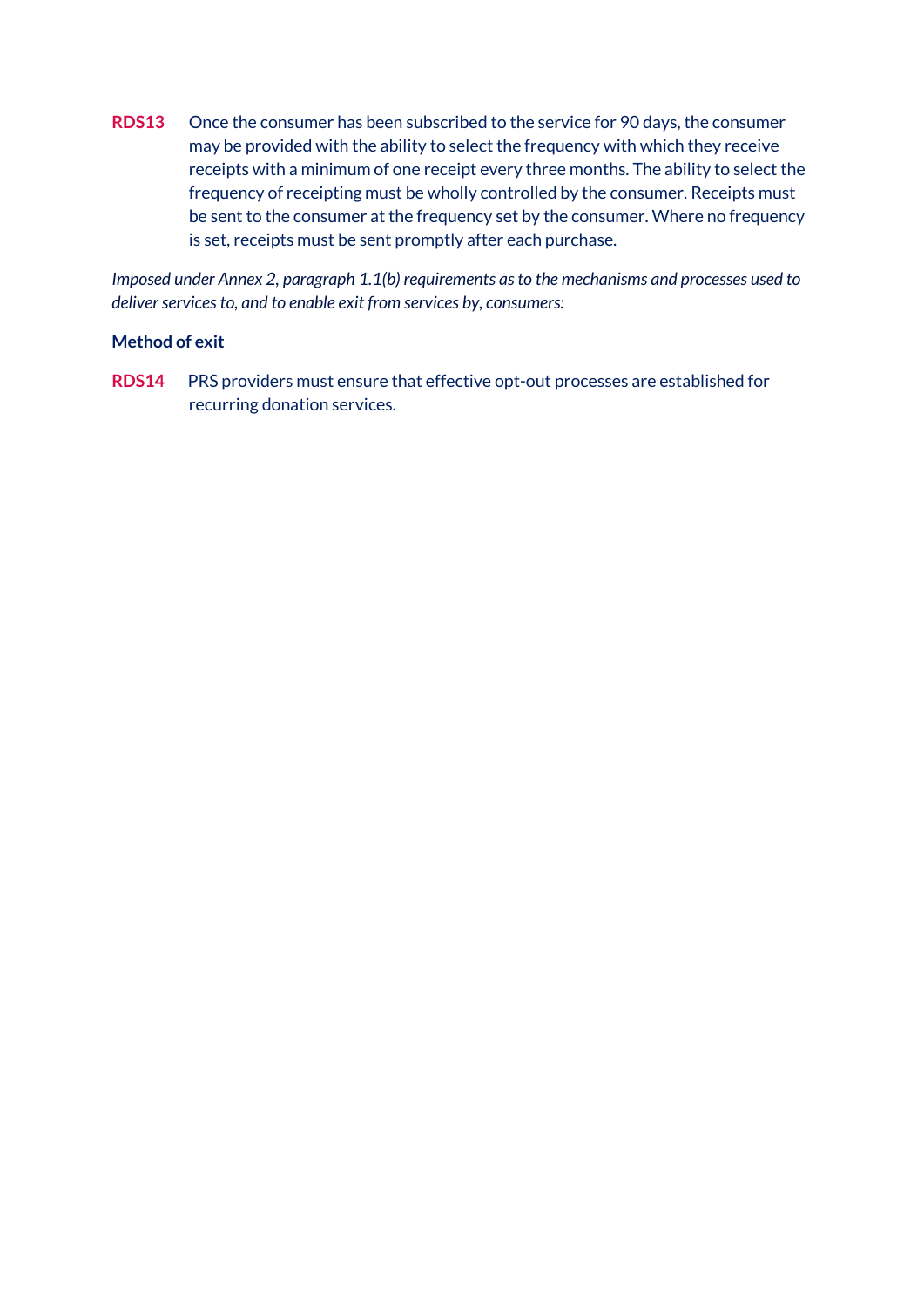**RDS13** Once the consumer has been subscribed to the service for 90 days, the consumer may be provided with the ability to select the frequency with which they receive receipts with a minimum of one receipt every three months. The ability to select the frequency of receipting must be wholly controlled by the consumer. Receipts must be sent to the consumer at the frequency set by the consumer. Where no frequency is set, receipts must be sent promptly after each purchase.

*Imposed under Annex 2, paragraph 1.1(b) requirements as to the mechanisms and processes used to deliver services to, and to enable exit from services by, consumers:*

**Method of exit**

**RDS14** PRS providers must ensure that effective opt-out processes are established for recurring donation services.